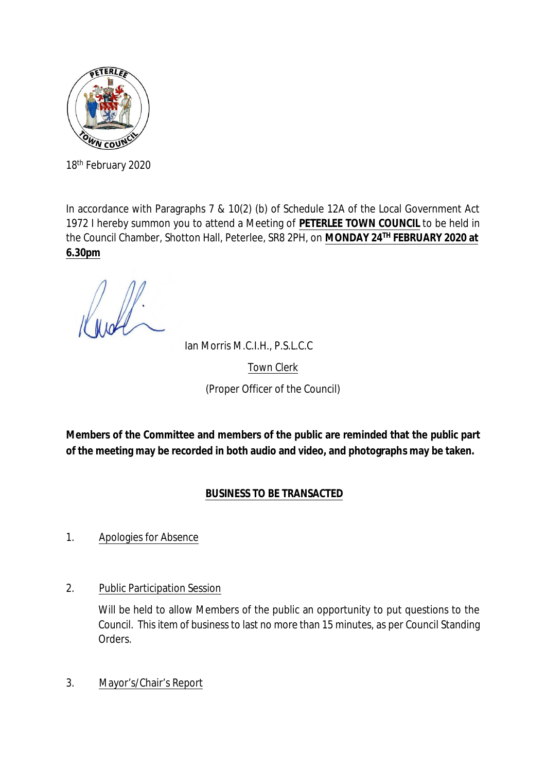18th February 2020

In accordance with Paragraphs 7 & 10(2) (b) of Schedule 12A of the Local Government Act 1972 I hereby summon you to attend a Meeting of **PETERLEE TOWN COUNCIL** to be held in the Council Chamber, Shotton Hall, Peterlee, SR8 2PH, on **MONDAY 24TH FEBRUARY 2020 at 6.30pm**

Ian Morris M.C.I.H., P.S.L.C.C

Town Clerk

(Proper Officer of the Council)

**Members of the Committee and members of the public are reminded that the public part of the meeting may be recorded in both audio and video, and photographs may be taken.**

## BUSINESS TO BE TRANSACTED

1. Apologies for Absence

2. Public Participation Session

   Will be held to allow Members of the public an opportunity to put questions to the Council. This item of business to last no more than 15 minutes, as per Council Standing Orders.

3. Mayor's/Chair's Report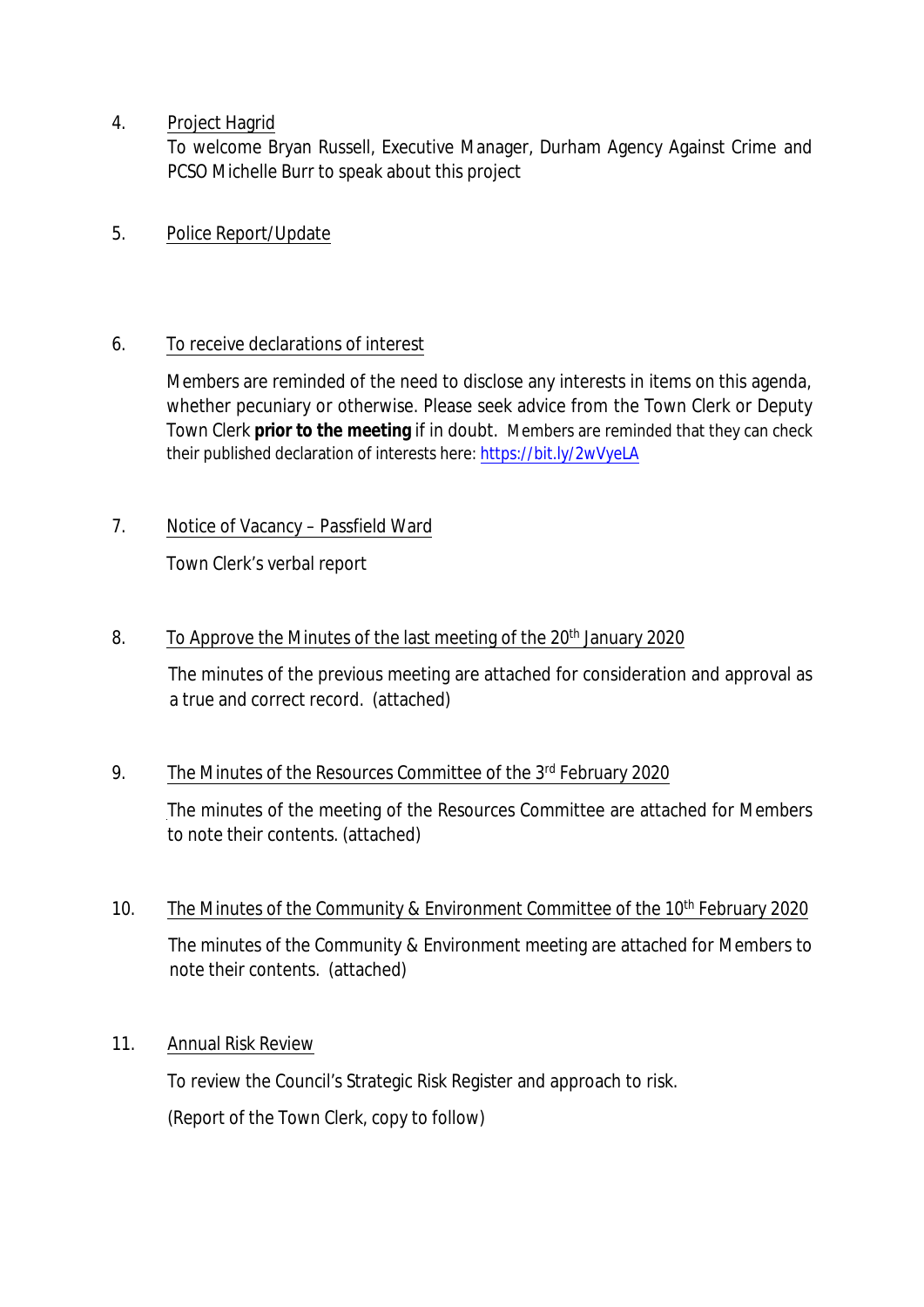4. Project Hagrid

   To welcome Bryan Russell, Executive Manager, Durham Agency Against Crime and PCSO Michelle Burr to speak about this project

5. Police Report/Update

6. To receive declarations of interest

   Members are reminded of the need to disclose any interests in items on this agenda, whether pecuniary or otherwise. Please seek advice from the Town Clerk or Deputy Town Clerk **prior to the meeting** if in doubt. Members are reminded that they can check their published declaration of interests here: https://bit.ly/2wVyeLA

7. Notice of Vacancy – Passfield Ward

   Town Clerk's verbal report

8. To Approve the Minutes of the last meeting of the 20th January 2020

   The minutes of the previous meeting are attached for consideration and approval as a true and correct record. (attached)

9. The Minutes of the Resources Committee of the 3rd February 2020

   The minutes of the meeting of the Resources Committee are attached for Members to note their contents. (attached)

10. The Minutes of the Community & Environment Committee of the 10th February 2020

    The minutes of the Community & Environment meeting are attached for Members to note their contents. (attached)

11. Annual Risk Review

    To review the Council's Strategic Risk Register and approach to risk.

    (Report of the Town Clerk, copy to follow)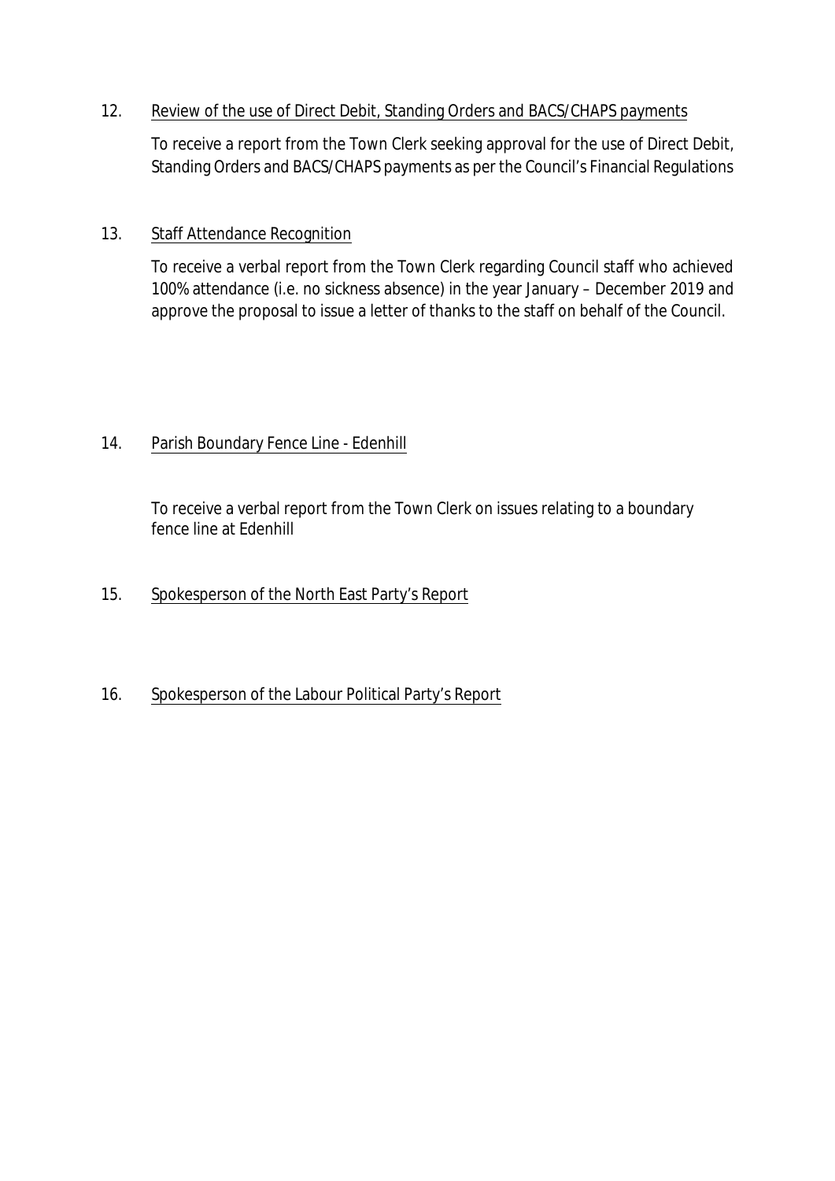12. Review of the use of Direct Debit, Standing Orders and BACS/CHAPS payments

    To receive a report from the Town Clerk seeking approval for the use of Direct Debit, Standing Orders and BACS/CHAPS payments as per the Council's Financial Regulations

13. Staff Attendance Recognition

    To receive a verbal report from the Town Clerk regarding Council staff who achieved 100% attendance (i.e. no sickness absence) in the year January – December 2019 and approve the proposal to issue a letter of thanks to the staff on behalf of the Council.

14. Parish Boundary Fence Line - Edenhill

    To receive a verbal report from the Town Clerk on issues relating to a boundary fence line at Edenhill

15. Spokesperson of the North East Party's Report

16. Spokesperson of the Labour Political Party's Report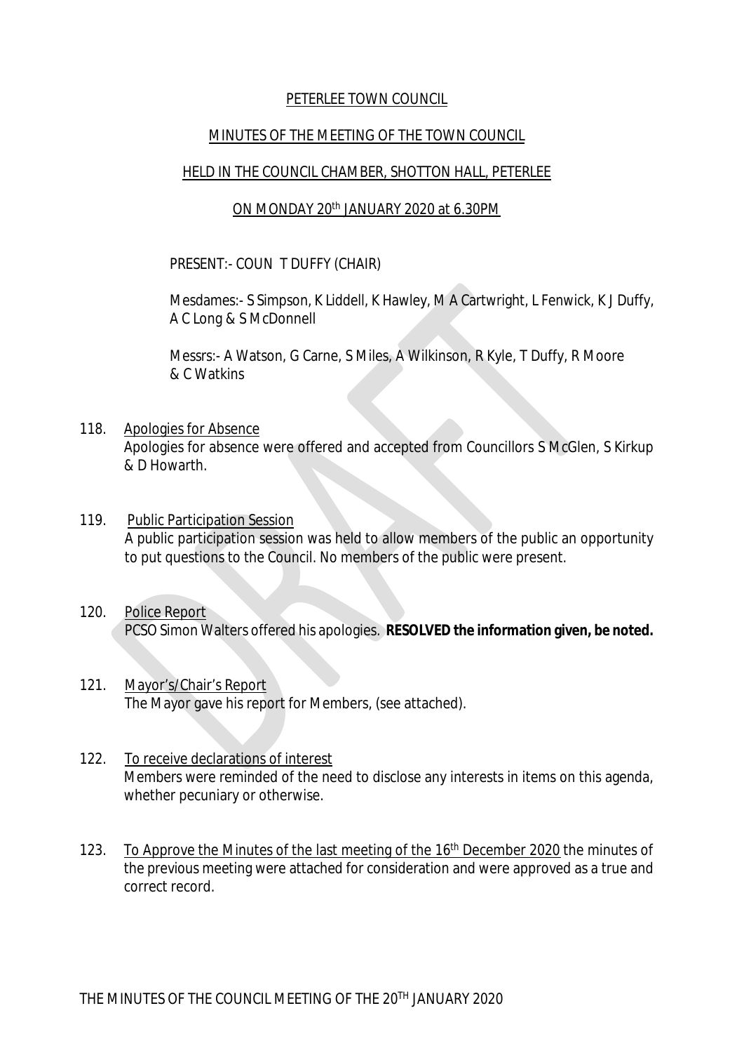# PETERLEE TOWN COUNCIL

## MINUTES OF THE MEETING OF THE TOWN COUNCIL

## HELD IN THE COUNCIL CHAMBER, SHOTTON HALL, PETERLEE

## ON MONDAY 20th JANUARY 2020 at 6.30PM

PRESENT:- COUN T DUFFY (CHAIR)

Mesdames:- S Simpson, K Liddell, K Hawley, M A Cartwright, L Fenwick, K J Duffy, A C Long & S McDonnell

Messrs:- A Watson, G Carne, S Miles, A Wilkinson, R Kyle, T Duffy, R Moore & C Watkins

118. Apologies for Absence
Apologies for absence were offered and accepted from Councillors S McGlen, S Kirkup & D Howarth.

119. Public Participation Session
A public participation session was held to allow members of the public an opportunity to put questions to the Council. No members of the public were present.

120. Police Report
PCSO Simon Walters offered his apologies. **RESOLVED the information given, be noted.**

121. Mayor's/Chair's Report
The Mayor gave his report for Members, (see attached).

122. To receive declarations of interest
Members were reminded of the need to disclose any interests in items on this agenda, whether pecuniary or otherwise.

123. To Approve the Minutes of the last meeting of the 16th December 2020 the minutes of the previous meeting were attached for consideration and were approved as a true and correct record.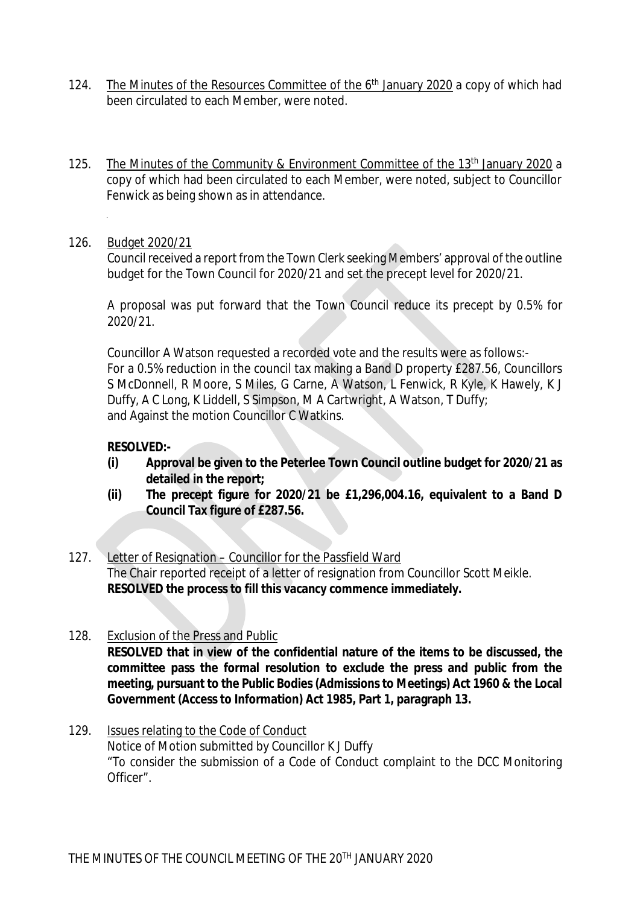124. <u>The Minutes of the Resources Committee of the 6th January 2020</u> a copy of which had been circulated to each Member, were noted.

125. <u>The Minutes of the Community & Environment Committee of the 13th January 2020</u> a copy of which had been circulated to each Member, were noted, subject to Councillor Fenwick as being shown as in attendance.

126. <u>Budget 2020/21</u>
Council received a report from the Town Clerk seeking Members' approval of the outline budget for the Town Council for 2020/21 and set the precept level for 2020/21.

A proposal was put forward that the Town Council reduce its precept by 0.5% for 2020/21.

Councillor A Watson requested a recorded vote and the results were as follows:-
For a 0.5% reduction in the council tax making a Band D property £287.56, Councillors S McDonnell, R Moore, S Miles, G Carne, A Watson, L Fenwick, R Kyle, K Hawely, K J Duffy, A C Long, K Liddell, S Simpson, M A Cartwright, A Watson, T Duffy;
and Against the motion Councillor C Watkins.

**RESOLVED:-**

**(i) Approval be given to the Peterlee Town Council outline budget for 2020/21 as detailed in the report;**

**(ii) The precept figure for 2020/21 be £1,296,004.16, equivalent to a Band D Council Tax figure of £287.56.**

127. <u>Letter of Resignation – Councillor for the Passfield Ward</u>
The Chair reported receipt of a letter of resignation from Councillor Scott Meikle.
**RESOLVED the process to fill this vacancy commence immediately.**

128. <u>Exclusion of the Press and Public</u>
**RESOLVED that in view of the confidential nature of the items to be discussed, the committee pass the formal resolution to exclude the press and public from the meeting, pursuant to the Public Bodies (Admissions to Meetings) Act 1960 & the Local Government (Access to Information) Act 1985, Part 1, paragraph 13.**

129. <u>Issues relating to the Code of Conduct</u>
Notice of Motion submitted by Councillor K J Duffy
"To consider the submission of a Code of Conduct complaint to the DCC Monitoring Officer".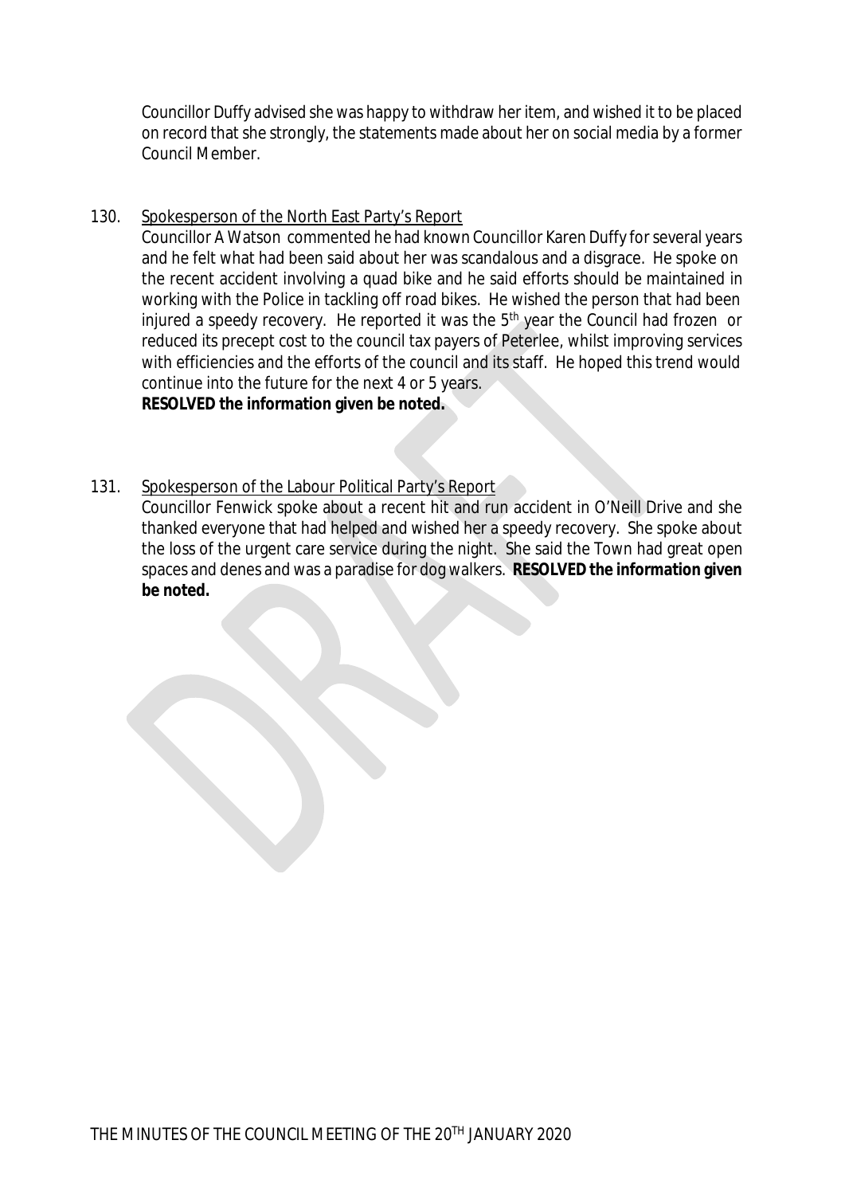Councillor Duffy advised she was happy to withdraw her item, and wished it to be placed on record that she strongly, the statements made about her on social media by a former Council Member.

130. Spokesperson of the North East Party's Report

Councillor A Watson commented he had known Councillor Karen Duffy for several years and he felt what had been said about her was scandalous and a disgrace. He spoke on the recent accident involving a quad bike and he said efforts should be maintained in working with the Police in tackling off road bikes. He wished the person that had been injured a speedy recovery. He reported it was the 5th year the Council had frozen or reduced its precept cost to the council tax payers of Peterlee, whilst improving services with efficiencies and the efforts of the council and its staff. He hoped this trend would continue into the future for the next 4 or 5 years.

**RESOLVED the information given be noted.**

131. Spokesperson of the Labour Political Party's Report

Councillor Fenwick spoke about a recent hit and run accident in O'Neill Drive and she thanked everyone that had helped and wished her a speedy recovery. She spoke about the loss of the urgent care service during the night. She said the Town had great open spaces and denes and was a paradise for dog walkers. **RESOLVED the information given be noted.**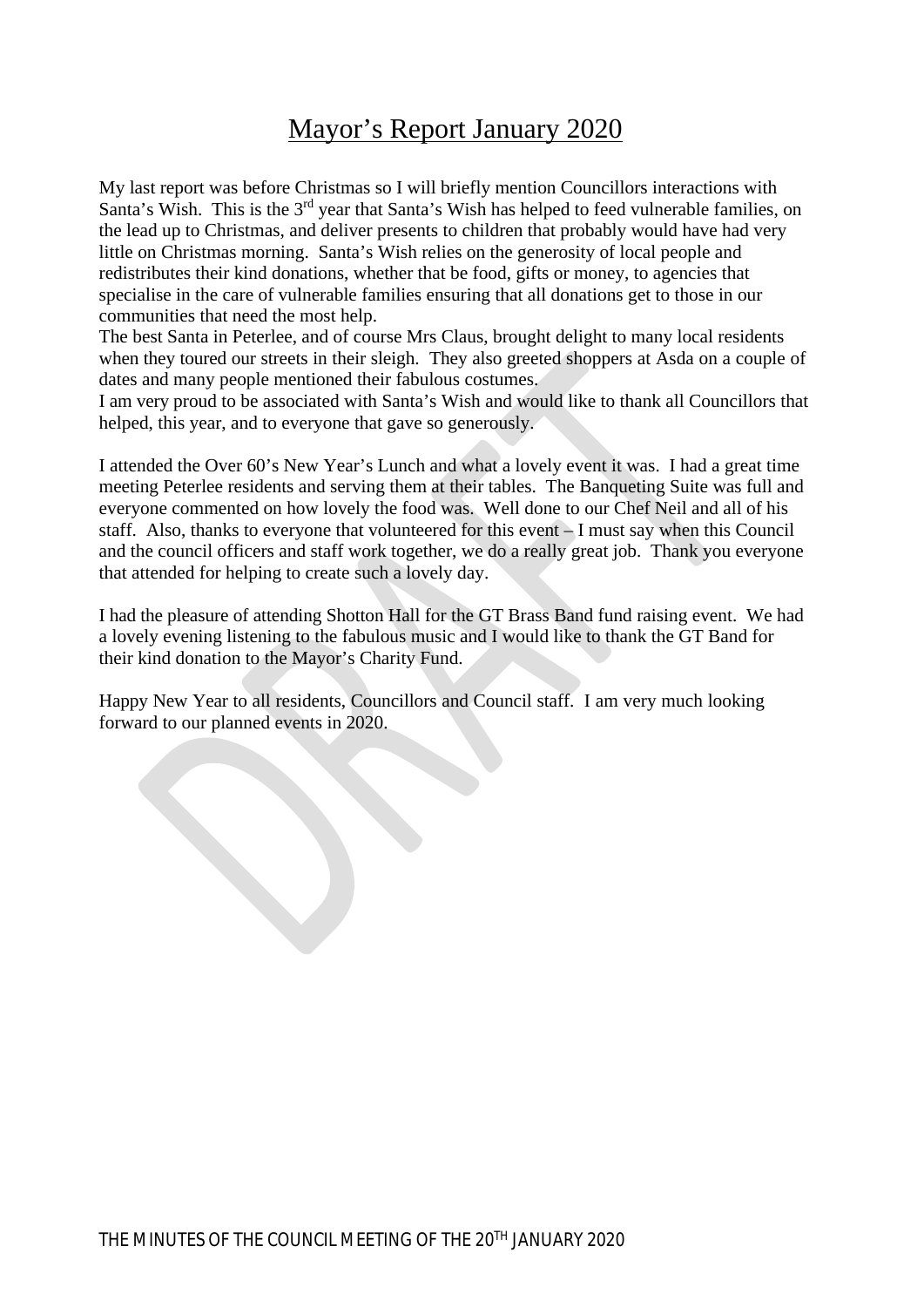# Mayor's Report January 2020

My last report was before Christmas so I will briefly mention Councillors interactions with Santa's Wish. This is the 3rd year that Santa's Wish has helped to feed vulnerable families, on the lead up to Christmas, and deliver presents to children that probably would have had very little on Christmas morning. Santa's Wish relies on the generosity of local people and redistributes their kind donations, whether that be food, gifts or money, to agencies that specialise in the care of vulnerable families ensuring that all donations get to those in our communities that need the most help.
The best Santa in Peterlee, and of course Mrs Claus, brought delight to many local residents when they toured our streets in their sleigh. They also greeted shoppers at Asda on a couple of dates and many people mentioned their fabulous costumes.
I am very proud to be associated with Santa's Wish and would like to thank all Councillors that helped, this year, and to everyone that gave so generously.

I attended the Over 60's New Year's Lunch and what a lovely event it was. I had a great time meeting Peterlee residents and serving them at their tables. The Banqueting Suite was full and everyone commented on how lovely the food was. Well done to our Chef Neil and all of his staff. Also, thanks to everyone that volunteered for this event – I must say when this Council and the council officers and staff work together, we do a really great job. Thank you everyone that attended for helping to create such a lovely day.

I had the pleasure of attending Shotton Hall for the GT Brass Band fund raising event. We had a lovely evening listening to the fabulous music and I would like to thank the GT Band for their kind donation to the Mayor's Charity Fund.

Happy New Year to all residents, Councillors and Council staff. I am very much looking forward to our planned events in 2020.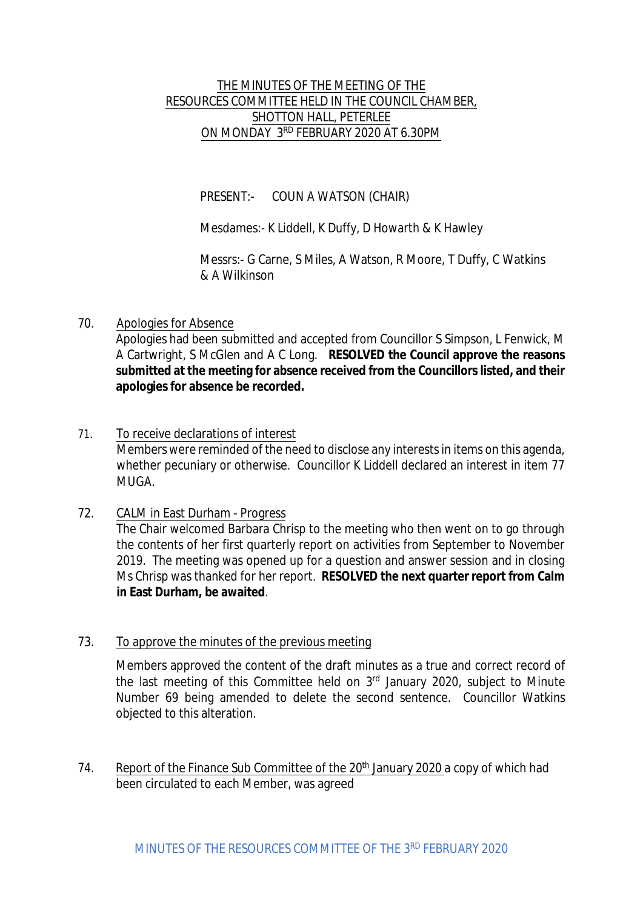THE MINUTES OF THE MEETING OF THE
RESOURCES COMMITTEE HELD IN THE COUNCIL CHAMBER,
SHOTTON HALL, PETERLEE
ON MONDAY 3RD FEBRUARY 2020 AT 6.30PM

PRESENT:- COUN A WATSON (CHAIR)

Mesdames:- K Liddell, K Duffy, D Howarth & K Hawley

Messrs:- G Carne, S Miles, A Watson, R Moore, T Duffy, C Watkins & A Wilkinson

70. Apologies for Absence
Apologies had been submitted and accepted from Councillor S Simpson, L Fenwick, M A Cartwright, S McGlen and A C Long. **RESOLVED the Council approve the reasons submitted at the meeting for absence received from the Councillors listed, and their apologies for absence be recorded.**

71. To receive declarations of interest
Members were reminded of the need to disclose any interests in items on this agenda, whether pecuniary or otherwise. Councillor K Liddell declared an interest in item 77 MUGA.

72. CALM in East Durham - Progress
The Chair welcomed Barbara Chrisp to the meeting who then went on to go through the contents of her first quarterly report on activities from September to November 2019. The meeting was opened up for a question and answer session and in closing Ms Chrisp was thanked for her report. **RESOLVED the next quarter report from Calm in East Durham, be awaited**.

73. To approve the minutes of the previous meeting
Members approved the content of the draft minutes as a true and correct record of the last meeting of this Committee held on 3rd January 2020, subject to Minute Number 69 being amended to delete the second sentence. Councillor Watkins objected to this alteration.

74. Report of the Finance Sub Committee of the 20th January 2020 a copy of which had been circulated to each Member, was agreed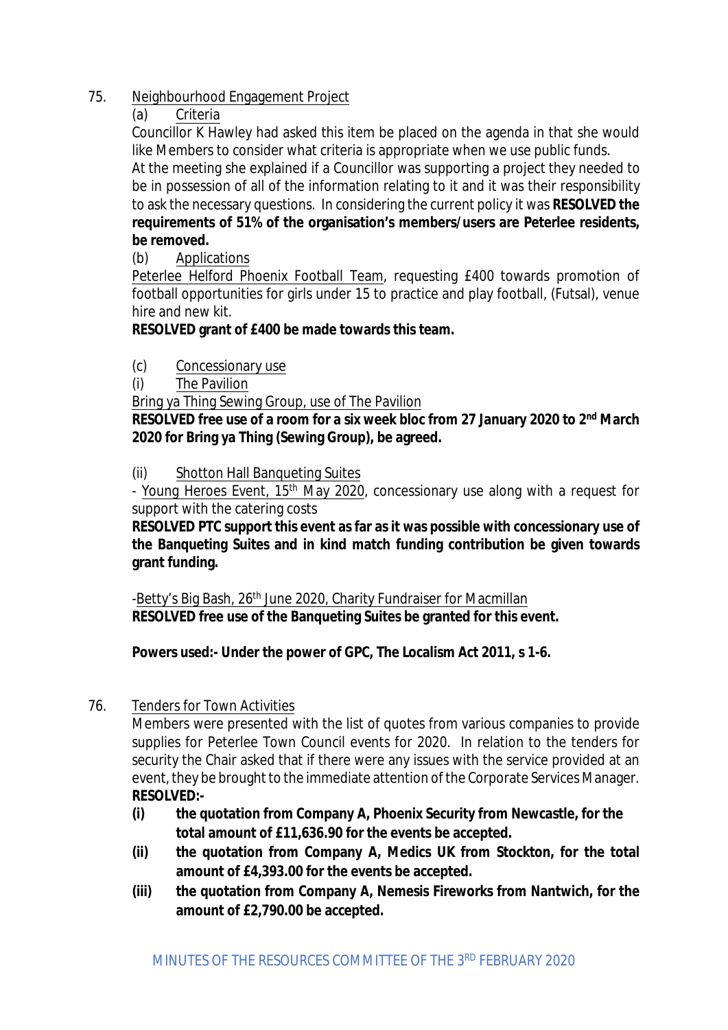75. Neighbourhood Engagement Project

(a) Criteria

Councillor K Hawley had asked this item be placed on the agenda in that she would like Members to consider what criteria is appropriate when we use public funds.

At the meeting she explained if a Councillor was supporting a project they needed to be in possession of all of the information relating to it and it was their responsibility to ask the necessary questions. In considering the current policy it was **RESOLVED the requirements of 51% of the organisation's members/users are Peterlee residents, be removed.**

(b) Applications

Peterlee Helford Phoenix Football Team, requesting £400 towards promotion of football opportunities for girls under 15 to practice and play football, (Futsal), venue hire and new kit.

**RESOLVED grant of £400 be made towards this team.**

(c) Concessionary use

(i) The Pavilion

Bring ya Thing Sewing Group, use of The Pavilion

**RESOLVED free use of a room for a six week bloc from 27 January 2020 to 2nd March 2020 for Bring ya Thing (Sewing Group), be agreed.**

(ii) Shotton Hall Banqueting Suites

- Young Heroes Event, 15th May 2020, concessionary use along with a request for support with the catering costs

**RESOLVED PTC support this event as far as it was possible with concessionary use of the Banqueting Suites and in kind match funding contribution be given towards grant funding.**

-Betty's Big Bash, 26th June 2020, Charity Fundraiser for Macmillan

**RESOLVED free use of the Banqueting Suites be granted for this event.**

**Powers used:- Under the power of GPC, The Localism Act 2011, s 1-6.**

76. Tenders for Town Activities

Members were presented with the list of quotes from various companies to provide supplies for Peterlee Town Council events for 2020. In relation to the tenders for security the Chair asked that if there were any issues with the service provided at an event, they be brought to the immediate attention of the Corporate Services Manager.

**RESOLVED:-**

**(i) the quotation from Company A, Phoenix Security from Newcastle, for the total amount of £11,636.90 for the events be accepted.**

**(ii) the quotation from Company A, Medics UK from Stockton, for the total amount of £4,393.00 for the events be accepted.**

**(iii) the quotation from Company A, Nemesis Fireworks from Nantwich, for the amount of £2,790.00 be accepted.**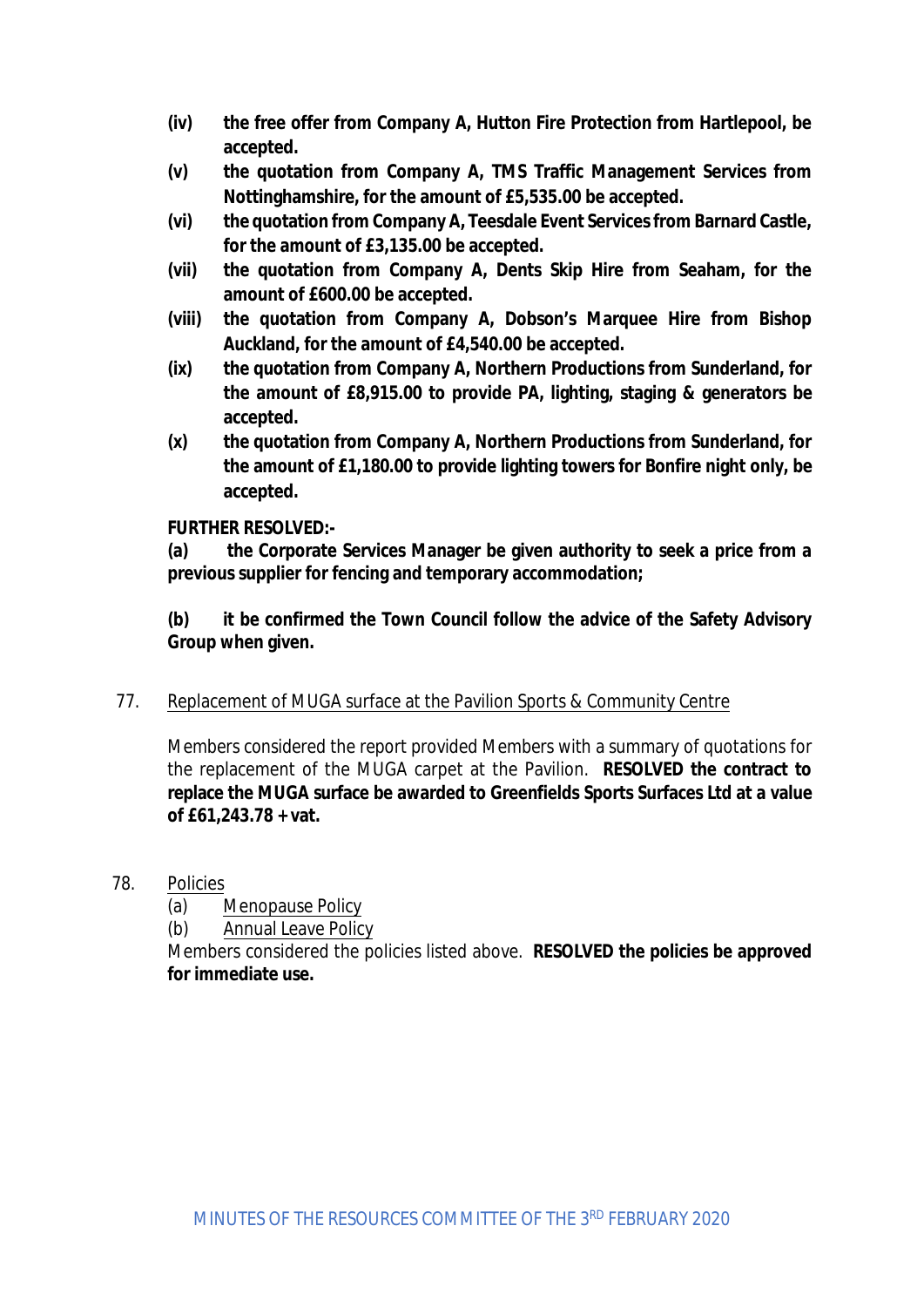**(iv) the free offer from Company A, Hutton Fire Protection from Hartlepool, be accepted.**

**(v) the quotation from Company A, TMS Traffic Management Services from Nottinghamshire, for the amount of £5,535.00 be accepted.**

**(vi) the quotation from Company A, Teesdale Event Services from Barnard Castle, for the amount of £3,135.00 be accepted.**

**(vii) the quotation from Company A, Dents Skip Hire from Seaham, for the amount of £600.00 be accepted.**

**(viii) the quotation from Company A, Dobson's Marquee Hire from Bishop Auckland, for the amount of £4,540.00 be accepted.**

**(ix) the quotation from Company A, Northern Productions from Sunderland, for the amount of £8,915.00 to provide PA, lighting, staging & generators be accepted.**

**(x) the quotation from Company A, Northern Productions from Sunderland, for the amount of £1,180.00 to provide lighting towers for Bonfire night only, be accepted.**

**FURTHER RESOLVED:-**

**(a) the Corporate Services Manager be given authority to seek a price from a previous supplier for fencing and temporary accommodation;**

**(b) it be confirmed the Town Council follow the advice of the Safety Advisory Group when given.**

77. Replacement of MUGA surface at the Pavilion Sports & Community Centre

Members considered the report provided Members with a summary of quotations for the replacement of the MUGA carpet at the Pavilion. **RESOLVED the contract to replace the MUGA surface be awarded to Greenfields Sports Surfaces Ltd at a value of £61,243.78 + vat.**

78. Policies

(a) Menopause Policy

(b) Annual Leave Policy

Members considered the policies listed above. **RESOLVED the policies be approved for immediate use.**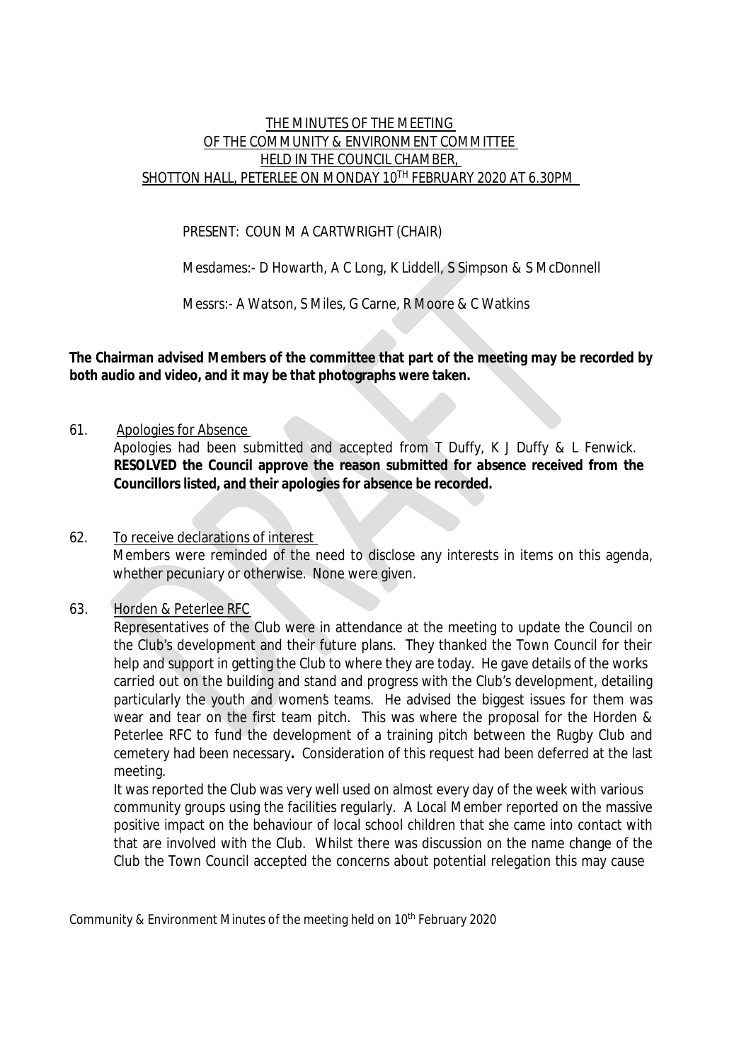THE MINUTES OF THE MEETING
OF THE COMMUNITY & ENVIRONMENT COMMITTEE
HELD IN THE COUNCIL CHAMBER,
SHOTTON HALL, PETERLEE ON MONDAY 10TH FEBRUARY 2020 AT 6.30PM

PRESENT: COUN M A CARTWRIGHT (CHAIR)

Mesdames:- D Howarth, A C Long, K Liddell, S Simpson & S McDonnell

Messrs:- A Watson, S Miles, G Carne, R Moore & C Watkins

**The Chairman advised Members of the committee that part of the meeting may be recorded by both audio and video, and it may be that photographs were taken.**

61. Apologies for Absence

Apologies had been submitted and accepted from T Duffy, K J Duffy & L Fenwick. **RESOLVED the Council approve the reason submitted for absence received from the Councillors listed, and their apologies for absence be recorded.**

62. To receive declarations of interest

Members were reminded of the need to disclose any interests in items on this agenda, whether pecuniary or otherwise. None were given.

63. Horden & Peterlee RFC

Representatives of the Club were in attendance at the meeting to update the Council on the Club's development and their future plans. They thanked the Town Council for their help and support in getting the Club to where they are today. He gave details of the works carried out on the building and stand and progress with the Club's development, detailing particularly the youth and women's teams. He advised the biggest issues for them was wear and tear on the first team pitch. This was where the proposal for the Horden & Peterlee RFC to fund the development of a training pitch between the Rugby Club and cemetery had been necessary**.** Consideration of this request had been deferred at the last meeting.

It was reported the Club was very well used on almost every day of the week with various community groups using the facilities regularly. A Local Member reported on the massive positive impact on the behaviour of local school children that she came into contact with that are involved with the Club. Whilst there was discussion on the name change of the Club the Town Council accepted the concerns about potential relegation this may cause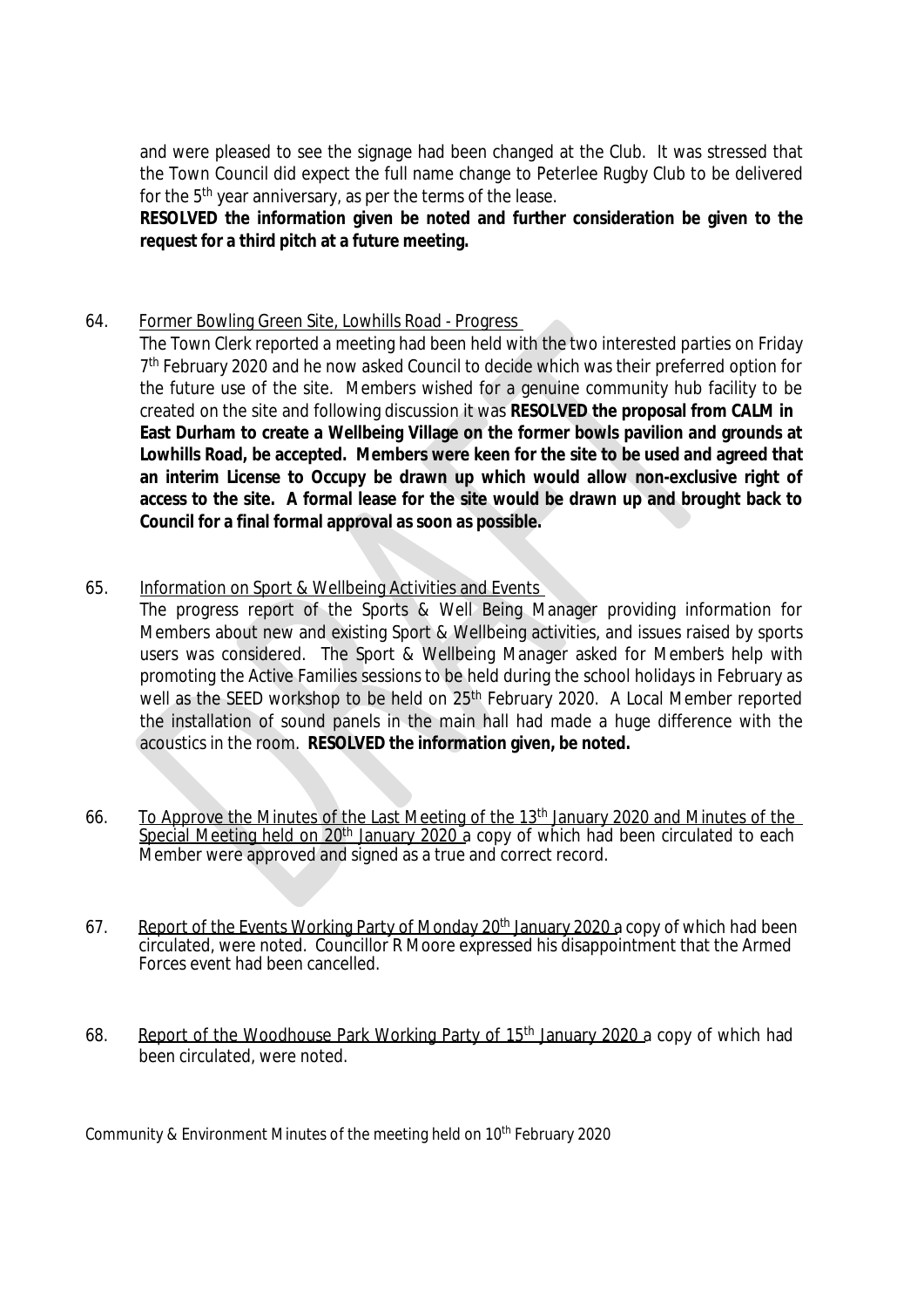and were pleased to see the signage had been changed at the Club. It was stressed that the Town Council did expect the full name change to Peterlee Rugby Club to be delivered for the 5th year anniversary, as per the terms of the lease.

**RESOLVED the information given be noted and further consideration be given to the request for a third pitch at a future meeting.**

64. Former Bowling Green Site, Lowhills Road - Progress

The Town Clerk reported a meeting had been held with the two interested parties on Friday 7th February 2020 and he now asked Council to decide which was their preferred option for the future use of the site. Members wished for a genuine community hub facility to be created on the site and following discussion it was **RESOLVED the proposal from CALM in East Durham to create a Wellbeing Village on the former bowls pavilion and grounds at Lowhills Road, be accepted. Members were keen for the site to be used and agreed that an interim License to Occupy be drawn up which would allow non-exclusive right of access to the site. A formal lease for the site would be drawn up and brought back to Council for a final formal approval as soon as possible.**

65. Information on Sport & Wellbeing Activities and Events

The progress report of the Sports & Well Being Manager providing information for Members about new and existing Sport & Wellbeing activities, and issues raised by sports users was considered. The Sport & Wellbeing Manager asked for Members' help with promoting the Active Families sessions to be held during the school holidays in February as well as the SEED workshop to be held on 25th February 2020. A Local Member reported the installation of sound panels in the main hall had made a huge difference with the acoustics in the room. **RESOLVED the information given, be noted.**

66. To Approve the Minutes of the Last Meeting of the 13th January 2020 and Minutes of the Special Meeting held on 20th January 2020 a copy of which had been circulated to each Member were approved and signed as a true and correct record.

67. Report of the Events Working Party of Monday 20th January 2020 a copy of which had been circulated, were noted. Councillor R Moore expressed his disappointment that the Armed Forces event had been cancelled.

68. Report of the Woodhouse Park Working Party of 15th January 2020 a copy of which had been circulated, were noted.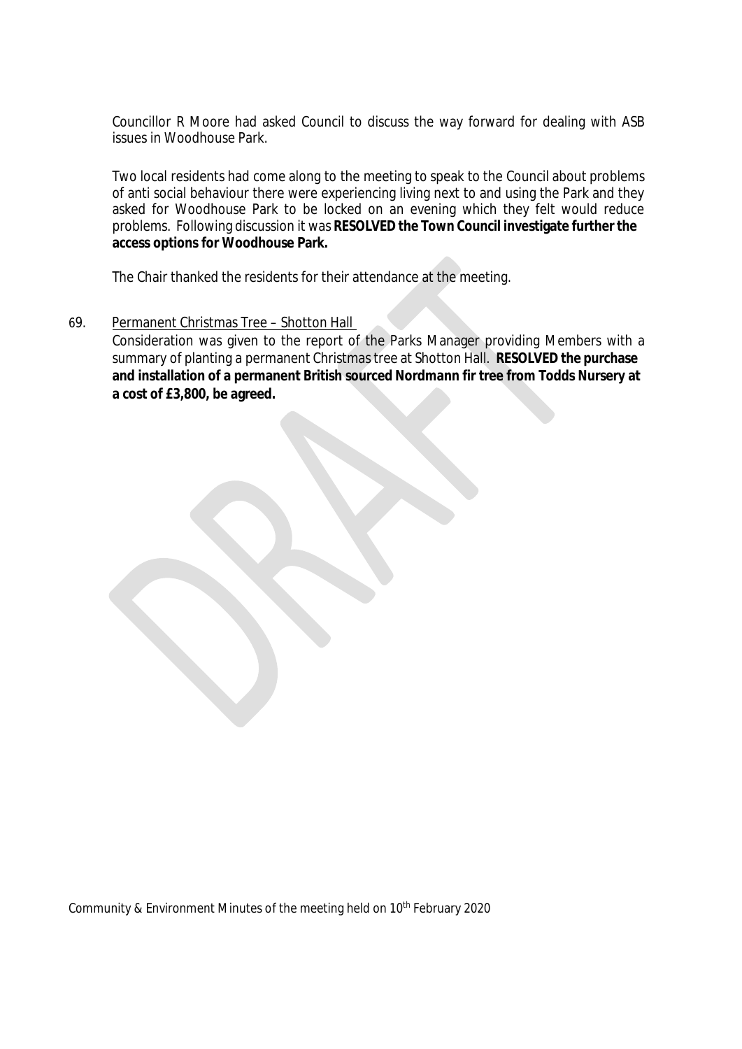Councillor R Moore had asked Council to discuss the way forward for dealing with ASB issues in Woodhouse Park.

Two local residents had come along to the meeting to speak to the Council about problems of anti social behaviour there were experiencing living next to and using the Park and they asked for Woodhouse Park to be locked on an evening which they felt would reduce problems. Following discussion it was **RESOLVED the Town Council investigate further the access options for Woodhouse Park.**

The Chair thanked the residents for their attendance at the meeting.

69. Permanent Christmas Tree – Shotton Hall

Consideration was given to the report of the Parks Manager providing Members with a summary of planting a permanent Christmas tree at Shotton Hall. **RESOLVED the purchase and installation of a permanent British sourced Nordmann fir tree from Todds Nursery at a cost of £3,800, be agreed.**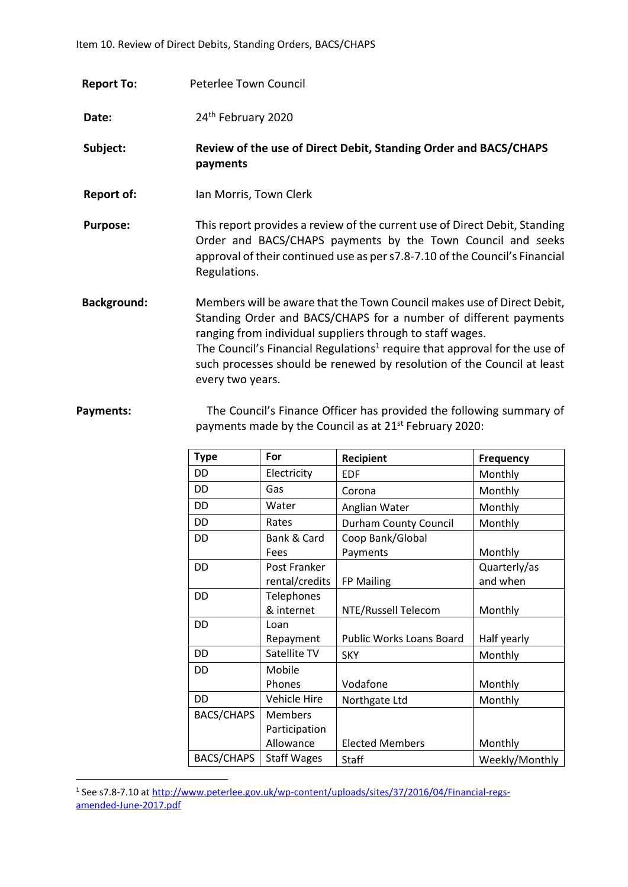Item 10. Review of Direct Debits, Standing Orders, BACS/CHAPS

**Report To:** Peterlee Town Council

**Date:** 24th February 2020

**Subject:** **Review of the use of Direct Debit, Standing Order and BACS/CHAPS payments**

**Report of:** Ian Morris, Town Clerk

**Purpose:** This report provides a review of the current use of Direct Debit, Standing Order and BACS/CHAPS payments by the Town Council and seeks approval of their continued use as per s7.8-7.10 of the Council's Financial Regulations.

**Background:** Members will be aware that the Town Council makes use of Direct Debit, Standing Order and BACS/CHAPS for a number of different payments ranging from individual suppliers through to staff wages.
The Council's Financial Regulations[1] require that approval for the use of such processes should be renewed by resolution of the Council at least every two years.

**Payments:** The Council's Finance Officer has provided the following summary of payments made by the Council as at 21st February 2020:

| Type | For | Recipient | Frequency |
|---|---|---|---|
| DD | Electricity | EDF | Monthly |
| DD | Gas | Corona | Monthly |
| DD | Water | Anglian Water | Monthly |
| DD | Rates | Durham County Council | Monthly |
| DD | Bank & Card Fees | Coop Bank/Global Payments | Monthly |
| DD | Post Franker rental/credits | FP Mailing | Quarterly/as and when |
| DD | Telephones & internet | NTE/Russell Telecom | Monthly |
| DD | Loan Repayment | Public Works Loans Board | Half yearly |
| DD | Satellite TV | SKY | Monthly |
| DD | Mobile Phones | Vodafone | Monthly |
| DD | Vehicle Hire | Northgate Ltd | Monthly |
| BACS/CHAPS | Members Participation Allowance | Elected Members | Monthly |
| BACS/CHAPS | Staff Wages | Staff | Weekly/Monthly |

[1] See s7.8-7.10 at http://www.peterlee.gov.uk/wp-content/uploads/sites/37/2016/04/Financial-regs-amended-June-2017.pdf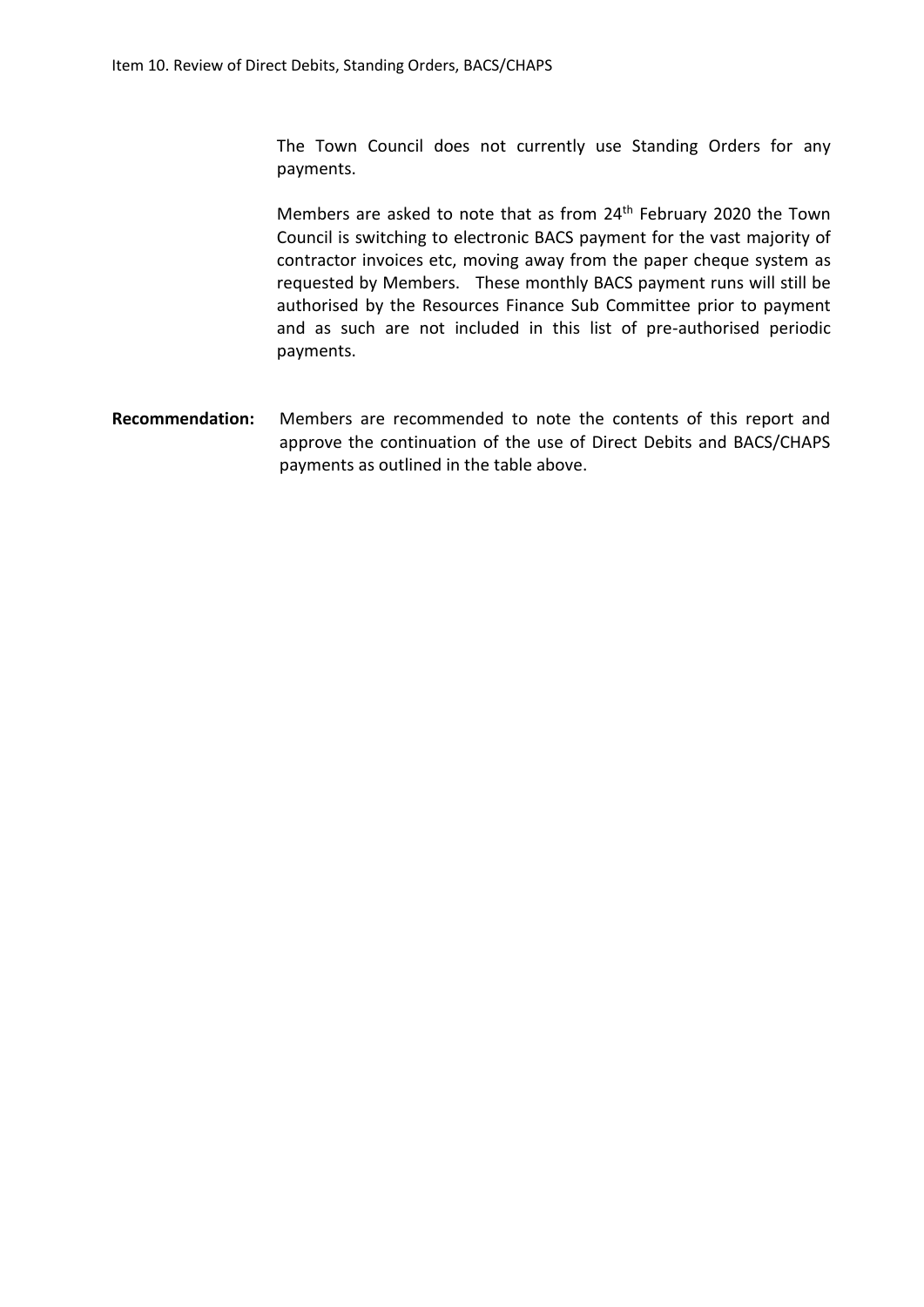The Town Council does not currently use Standing Orders for any payments.

Members are asked to note that as from 24th February 2020 the Town Council is switching to electronic BACS payment for the vast majority of contractor invoices etc, moving away from the paper cheque system as requested by Members. These monthly BACS payment runs will still be authorised by the Resources Finance Sub Committee prior to payment and as such are not included in this list of pre-authorised periodic payments.

**Recommendation:** Members are recommended to note the contents of this report and approve the continuation of the use of Direct Debits and BACS/CHAPS payments as outlined in the table above.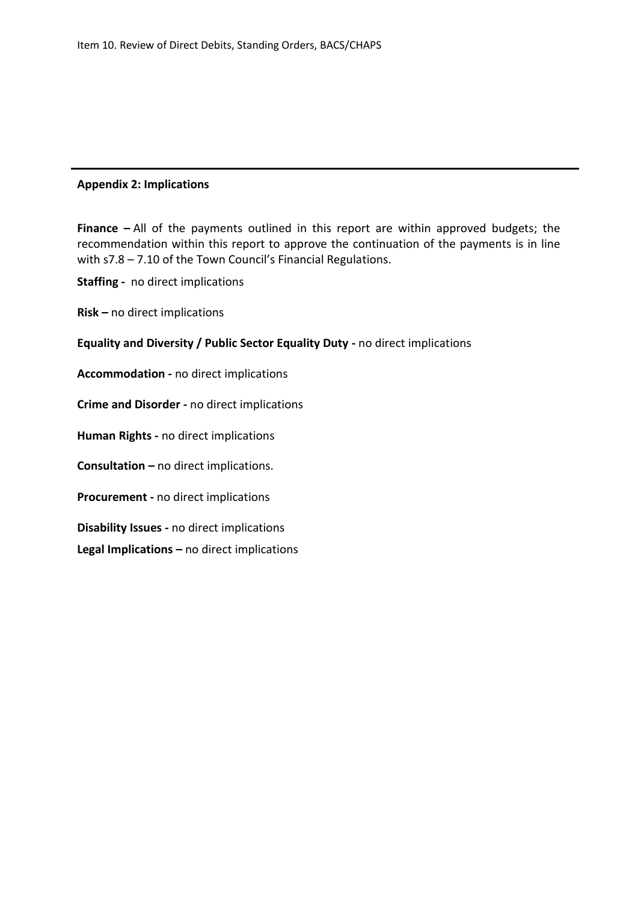Item 10. Review of Direct Debits, Standing Orders, BACS/CHAPS

---

**Appendix 2: Implications**

**Finance –** All of the payments outlined in this report are within approved budgets; the recommendation within this report to approve the continuation of the payments is in line with s7.8 – 7.10 of the Town Council's Financial Regulations.

**Staffing -** no direct implications

**Risk –** no direct implications

**Equality and Diversity / Public Sector Equality Duty -** no direct implications

**Accommodation -** no direct implications

**Crime and Disorder -** no direct implications

**Human Rights -** no direct implications

**Consultation –** no direct implications.

**Procurement -** no direct implications

**Disability Issues -** no direct implications

**Legal Implications –** no direct implications